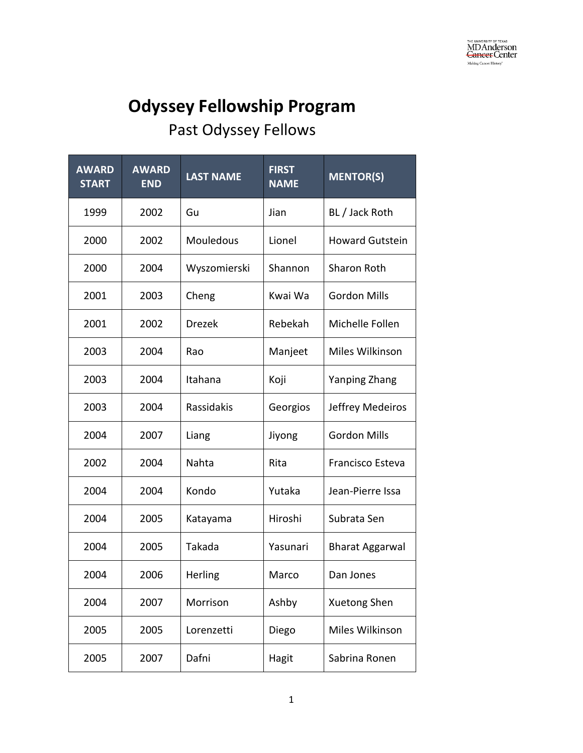# Odyssey Fellowship Program

## Past Odyssey Fellows

| AWARD START | AWARD END | LAST NAME | FIRST NAME | MENTOR(S) |
| --- | --- | --- | --- | --- |
| 1999 | 2002 | Gu | Jian | BL / Jack Roth |
| 2000 | 2002 | Mouledous | Lionel | Howard Gutstein |
| 2000 | 2004 | Wyszomierski | Shannon | Sharon Roth |
| 2001 | 2003 | Cheng | Kwai Wa | Gordon Mills |
| 2001 | 2002 | Drezek | Rebekah | Michelle Follen |
| 2003 | 2004 | Rao | Manjeet | Miles Wilkinson |
| 2003 | 2004 | Itahana | Koji | Yanping Zhang |
| 2003 | 2004 | Rassidakis | Georgios | Jeffrey Medeiros |
| 2004 | 2007 | Liang | Jiyong | Gordon Mills |
| 2002 | 2004 | Nahta | Rita | Francisco Esteva |
| 2004 | 2004 | Kondo | Yutaka | Jean-Pierre Issa |
| 2004 | 2005 | Katayama | Hiroshi | Subrata Sen |
| 2004 | 2005 | Takada | Yasunari | Bharat Aggarwal |
| 2004 | 2006 | Herling | Marco | Dan Jones |
| 2004 | 2007 | Morrison | Ashby | Xuetong Shen |
| 2005 | 2005 | Lorenzetti | Diego | Miles Wilkinson |
| 2005 | 2007 | Dafni | Hagit | Sabrina Ronen |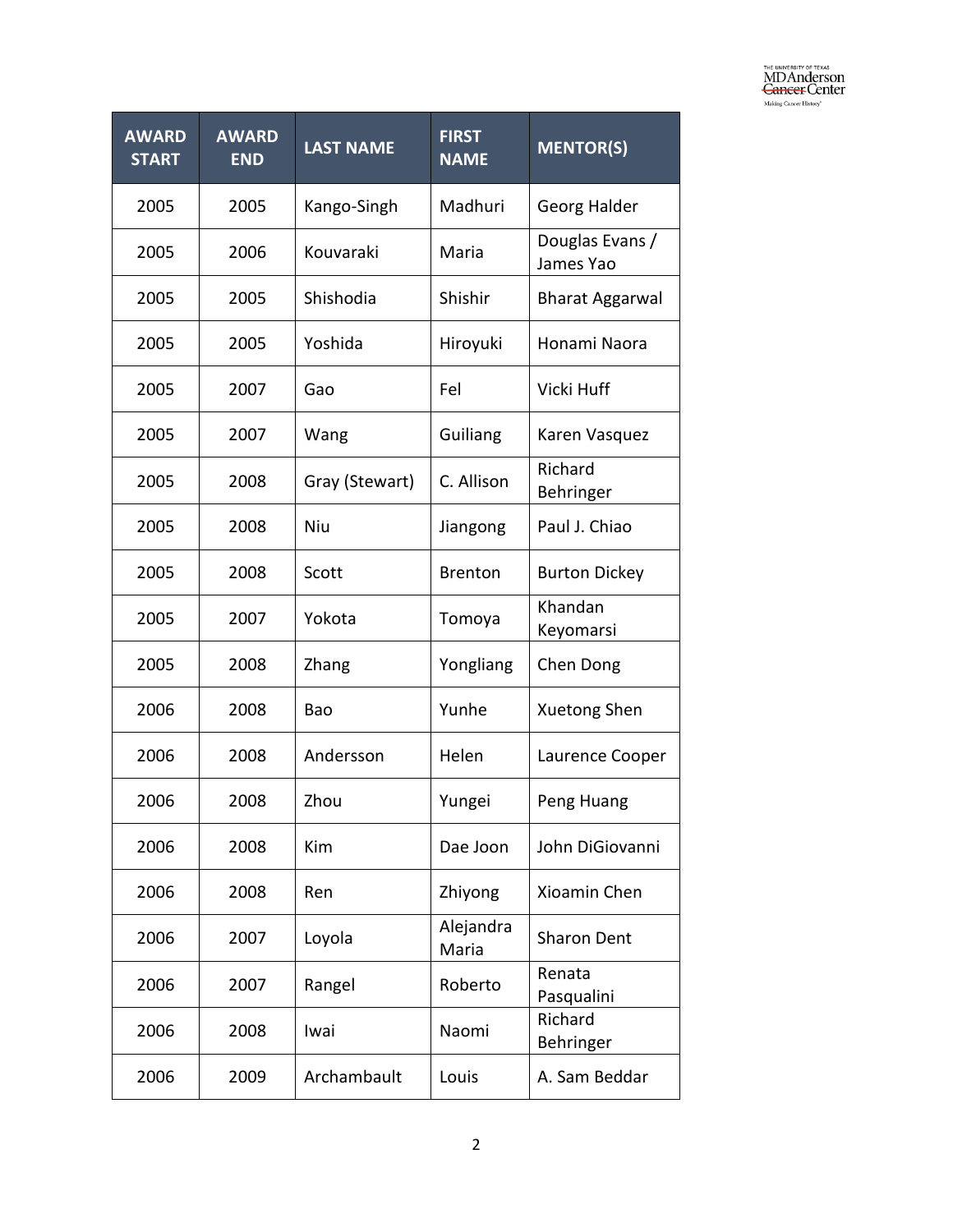| AWARD START | AWARD END | LAST NAME | FIRST NAME | MENTOR(S) |
|---|---|---|---|---|
| 2005 | 2005 | Kango-Singh | Madhuri | Georg Halder |
| 2005 | 2006 | Kouvaraki | Maria | Douglas Evans / James Yao |
| 2005 | 2005 | Shishodia | Shishir | Bharat Aggarwal |
| 2005 | 2005 | Yoshida | Hiroyuki | Honami Naora |
| 2005 | 2007 | Gao | Fel | Vicki Huff |
| 2005 | 2007 | Wang | Guiliang | Karen Vasquez |
| 2005 | 2008 | Gray (Stewart) | C. Allison | Richard Behringer |
| 2005 | 2008 | Niu | Jiangong | Paul J. Chiao |
| 2005 | 2008 | Scott | Brenton | Burton Dickey |
| 2005 | 2007 | Yokota | Tomoya | Khandan Keyomarsi |
| 2005 | 2008 | Zhang | Yongliang | Chen Dong |
| 2006 | 2008 | Bao | Yunhe | Xuetong Shen |
| 2006 | 2008 | Andersson | Helen | Laurence Cooper |
| 2006 | 2008 | Zhou | Yungei | Peng Huang |
| 2006 | 2008 | Kim | Dae Joon | John DiGiovanni |
| 2006 | 2008 | Ren | Zhiyong | Xioamin Chen |
| 2006 | 2007 | Loyola | Alejandra Maria | Sharon Dent |
| 2006 | 2007 | Rangel | Roberto | Renata Pasqualini |
| 2006 | 2008 | Iwai | Naomi | Richard Behringer |
| 2006 | 2009 | Archambault | Louis | A. Sam Beddar |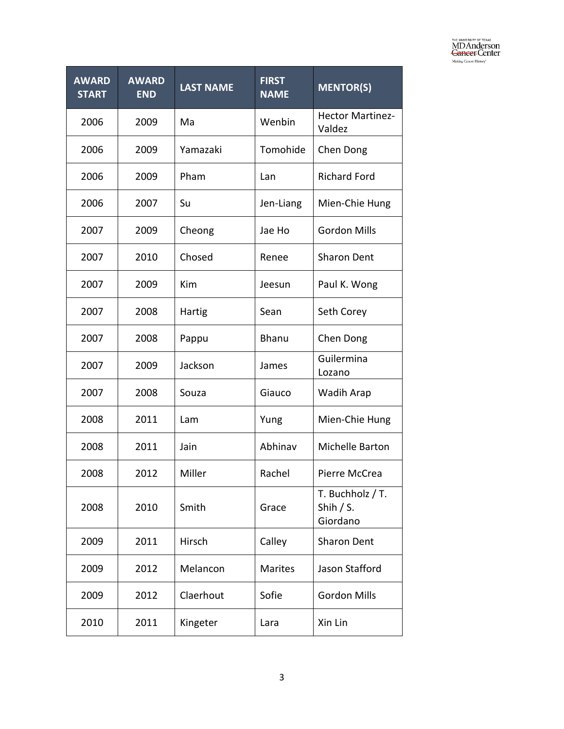| AWARD START | AWARD END | LAST NAME | FIRST NAME | MENTOR(S) |
|---|---|---|---|---|
| 2006 | 2009 | Ma | Wenbin | Hector Martinez-Valdez |
| 2006 | 2009 | Yamazaki | Tomohide | Chen Dong |
| 2006 | 2009 | Pham | Lan | Richard Ford |
| 2006 | 2007 | Su | Jen-Liang | Mien-Chie Hung |
| 2007 | 2009 | Cheong | Jae Ho | Gordon Mills |
| 2007 | 2010 | Chosed | Renee | Sharon Dent |
| 2007 | 2009 | Kim | Jeesun | Paul K. Wong |
| 2007 | 2008 | Hartig | Sean | Seth Corey |
| 2007 | 2008 | Pappu | Bhanu | Chen Dong |
| 2007 | 2009 | Jackson | James | Guilermina Lozano |
| 2007 | 2008 | Souza | Giauco | Wadih Arap |
| 2008 | 2011 | Lam | Yung | Mien-Chie Hung |
| 2008 | 2011 | Jain | Abhinav | Michelle Barton |
| 2008 | 2012 | Miller | Rachel | Pierre McCrea |
| 2008 | 2010 | Smith | Grace | T. Buchholz / T. Shih / S. Giordano |
| 2009 | 2011 | Hirsch | Calley | Sharon Dent |
| 2009 | 2012 | Melancon | Marites | Jason Stafford |
| 2009 | 2012 | Claerhout | Sofie | Gordon Mills |
| 2010 | 2011 | Kingeter | Lara | Xin Lin |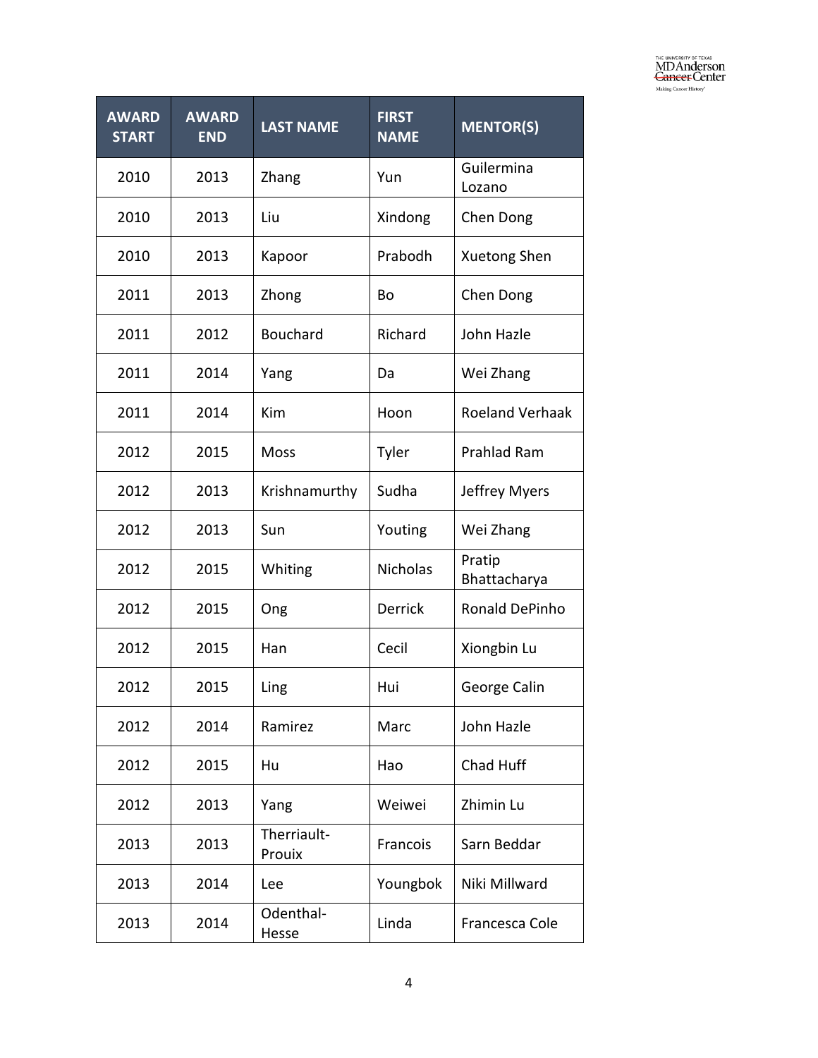| AWARD START | AWARD END | LAST NAME | FIRST NAME | MENTOR(S) |
|---|---|---|---|---|
| 2010 | 2013 | Zhang | Yun | Guilermina Lozano |
| 2010 | 2013 | Liu | Xindong | Chen Dong |
| 2010 | 2013 | Kapoor | Prabodh | Xuetong Shen |
| 2011 | 2013 | Zhong | Bo | Chen Dong |
| 2011 | 2012 | Bouchard | Richard | John Hazle |
| 2011 | 2014 | Yang | Da | Wei Zhang |
| 2011 | 2014 | Kim | Hoon | Roeland Verhaak |
| 2012 | 2015 | Moss | Tyler | Prahlad Ram |
| 2012 | 2013 | Krishnamurthy | Sudha | Jeffrey Myers |
| 2012 | 2013 | Sun | Youting | Wei Zhang |
| 2012 | 2015 | Whiting | Nicholas | Pratip Bhattacharya |
| 2012 | 2015 | Ong | Derrick | Ronald DePinho |
| 2012 | 2015 | Han | Cecil | Xiongbin Lu |
| 2012 | 2015 | Ling | Hui | George Calin |
| 2012 | 2014 | Ramirez | Marc | John Hazle |
| 2012 | 2015 | Hu | Hao | Chad Huff |
| 2012 | 2013 | Yang | Weiwei | Zhimin Lu |
| 2013 | 2013 | Therriault-Prouix | Francois | Sarn Beddar |
| 2013 | 2014 | Lee | Youngbok | Niki Millward |
| 2013 | 2014 | Odenthal-Hesse | Linda | Francesca Cole |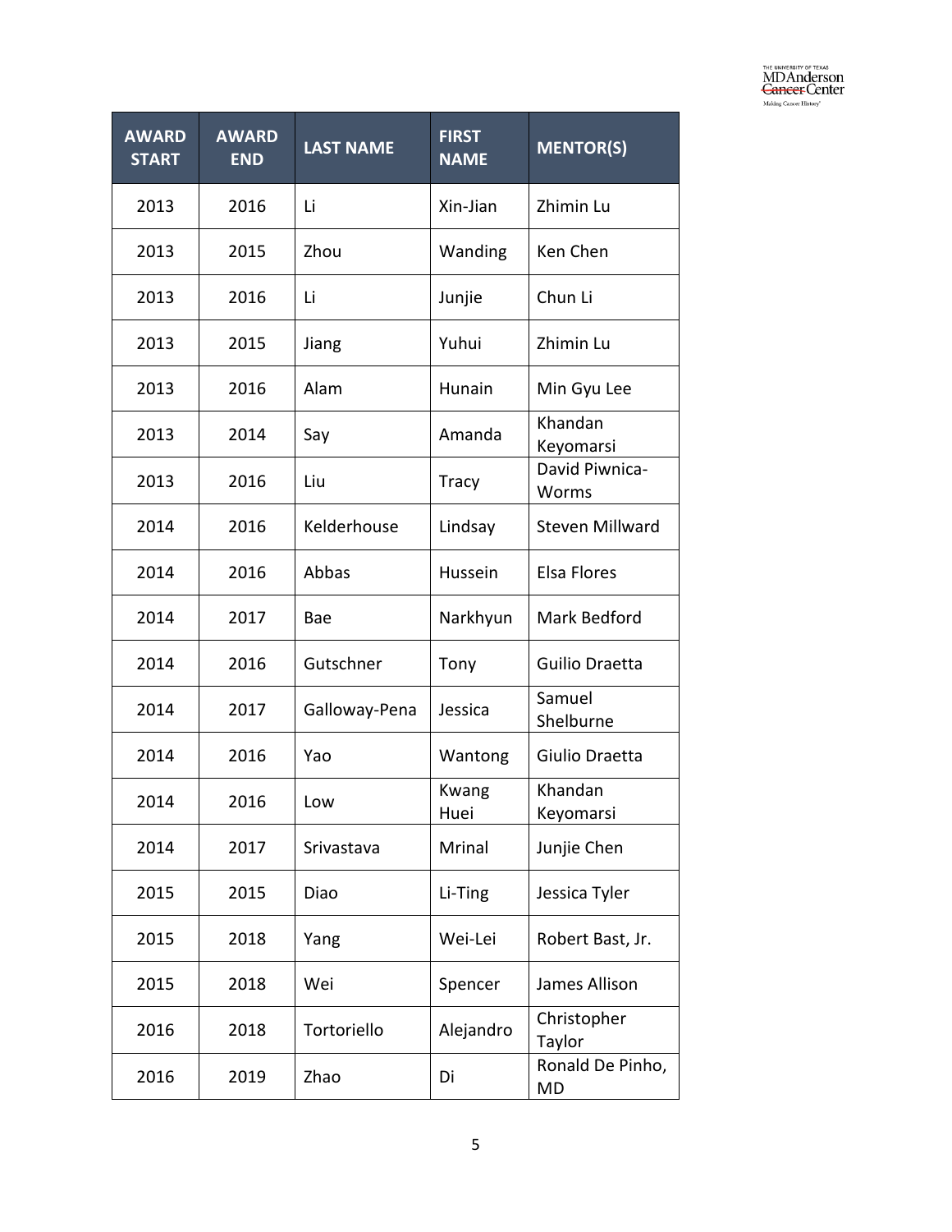| AWARD START | AWARD END | LAST NAME | FIRST NAME | MENTOR(S) |
|---|---|---|---|---|
| 2013 | 2016 | Li | Xin-Jian | Zhimin Lu |
| 2013 | 2015 | Zhou | Wanding | Ken Chen |
| 2013 | 2016 | Li | Junjie | Chun Li |
| 2013 | 2015 | Jiang | Yuhui | Zhimin Lu |
| 2013 | 2016 | Alam | Hunain | Min Gyu Lee |
| 2013 | 2014 | Say | Amanda | Khandan Keyomarsi |
| 2013 | 2016 | Liu | Tracy | David Piwnica-Worms |
| 2014 | 2016 | Kelderhouse | Lindsay | Steven Millward |
| 2014 | 2016 | Abbas | Hussein | Elsa Flores |
| 2014 | 2017 | Bae | Narkhyun | Mark Bedford |
| 2014 | 2016 | Gutschner | Tony | Guilio Draetta |
| 2014 | 2017 | Galloway-Pena | Jessica | Samuel Shelburne |
| 2014 | 2016 | Yao | Wantong | Giulio Draetta |
| 2014 | 2016 | Low | Kwang Huei | Khandan Keyomarsi |
| 2014 | 2017 | Srivastava | Mrinal | Junjie Chen |
| 2015 | 2015 | Diao | Li-Ting | Jessica Tyler |
| 2015 | 2018 | Yang | Wei-Lei | Robert Bast, Jr. |
| 2015 | 2018 | Wei | Spencer | James Allison |
| 2016 | 2018 | Tortoriello | Alejandro | Christopher Taylor |
| 2016 | 2019 | Zhao | Di | Ronald De Pinho, MD |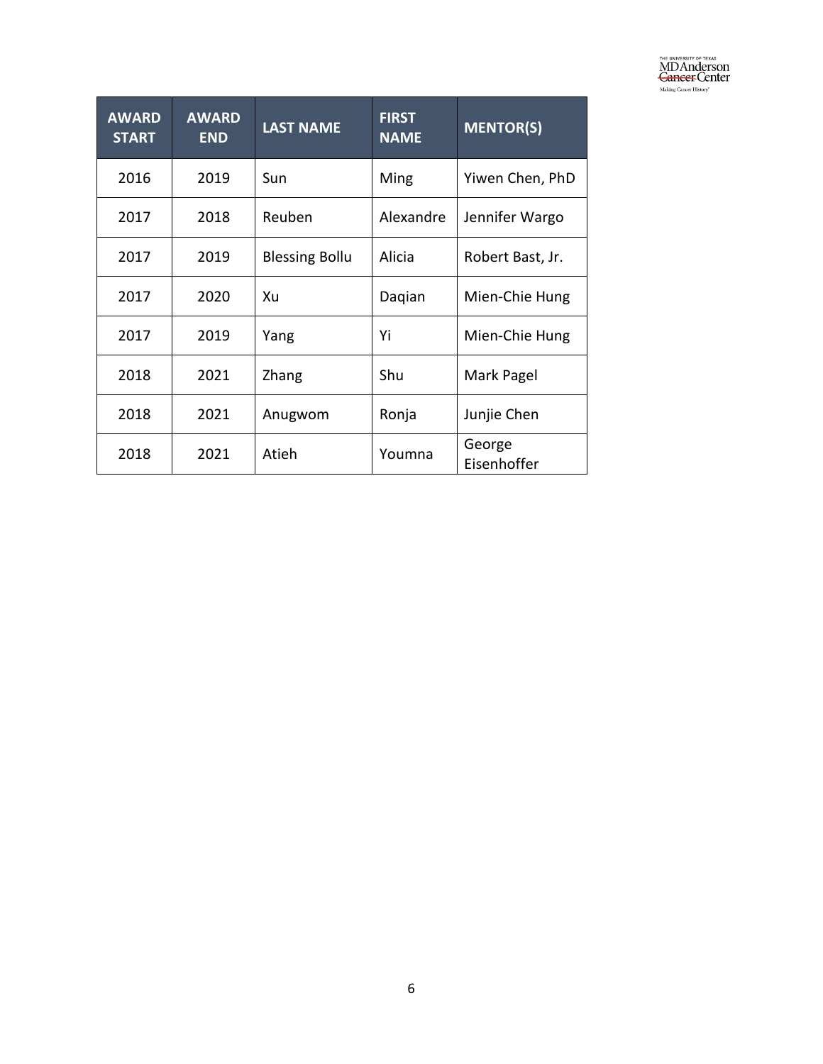| AWARD START | AWARD END | LAST NAME | FIRST NAME | MENTOR(S) |
|---|---|---|---|---|
| 2016 | 2019 | Sun | Ming | Yiwen Chen, PhD |
| 2017 | 2018 | Reuben | Alexandre | Jennifer Wargo |
| 2017 | 2019 | Blessing Bollu | Alicia | Robert Bast, Jr. |
| 2017 | 2020 | Xu | Daqian | Mien-Chie Hung |
| 2017 | 2019 | Yang | Yi | Mien-Chie Hung |
| 2018 | 2021 | Zhang | Shu | Mark Pagel |
| 2018 | 2021 | Anugwom | Ronja | Junjie Chen |
| 2018 | 2021 | Atieh | Youmna | George Eisenhoffer |